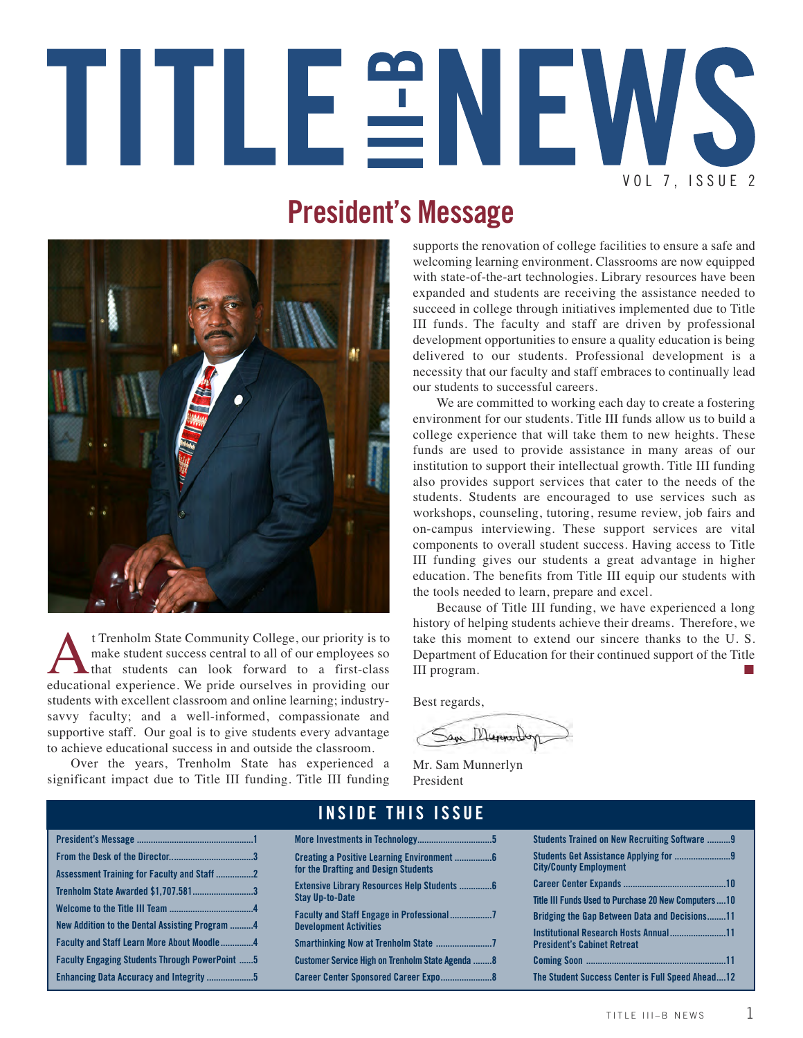# TITLE III-B NEWS

VOL 7, ISSUE 2

## President's Message

At Trenholm State Community College, our priority is to make student success central to all of our employees so that students can look forward to a first-class educational experience. We pride ourselves in providing our students with excellent classroom and online learning; industry-savvy faculty; and a well-informed, compassionate and supportive staff. Our goal is to give students every advantage to achieve educational success in and outside the classroom.

Over the years, Trenholm State has experienced a significant impact due to Title III funding. Title III funding supports the renovation of college facilities to ensure a safe and welcoming learning environment. Classrooms are now equipped with state-of-the-art technologies. Library resources have been expanded and students are receiving the assistance needed to succeed in college through initiatives implemented due to Title III funds. The faculty and staff are driven by professional development opportunities to ensure a quality education is being delivered to our students. Professional development is a necessity that our faculty and staff embraces to continually lead our students to successful careers.

We are committed to working each day to create a fostering environment for our students. Title III funds allow us to build a college experience that will take them to new heights. These funds are used to provide assistance in many areas of our institution to support their intellectual growth. Title III funding also provides support services that cater to the needs of the students. Students are encouraged to use services such as workshops, counseling, tutoring, resume review, job fairs and on-campus interviewing. These support services are vital components to overall student success. Having access to Title III funding gives our students a great advantage in higher education. The benefits from Title III equip our students with the tools needed to learn, prepare and excel.

Because of Title III funding, we have experienced a long history of helping students achieve their dreams. Therefore, we take this moment to extend our sincere thanks to the U. S. Department of Education for their continued support of the Title III program. ■

Best regards,

Mr. Sam Munnerlyn
President

## INSIDE THIS ISSUE

- President's Message ....1
- From the Desk of the Director....3
- Assessment Training for Faculty and Staff ....2
- Trenholm State Awarded $1,707.581....3
- Welcome to the Title III Team ....4
- New Addition to the Dental Assisting Program ....4
- Faculty and Staff Learn More About Moodle....4
- Faculty Engaging Students Through PowerPoint ....5
- Enhancing Data Accuracy and Integrity ....5
- More Investments in Technology....5
- Creating a Positive Learning Environment for the Drafting and Design Students ....6
- Extensive Library Resources Help Students Stay Up-to-Date ....6
- Faculty and Staff Engage in Professional Development Activities ....7
- Smarthinking Now at Trenholm State ....7
- Customer Service High on Trenholm State Agenda ....8
- Career Center Sponsored Career Expo....8
- Students Trained on New Recruiting Software ....9
- Students Get Assistance Applying for City/County Employment ....9
- Career Center Expands ....10
- Title III Funds Used to Purchase 20 New Computers....10
- Bridging the Gap Between Data and Decisions....11
- Institutional Research Hosts Annual President's Cabinet Retreat....11
- Coming Soon ....11
- The Student Success Center is Full Speed Ahead....12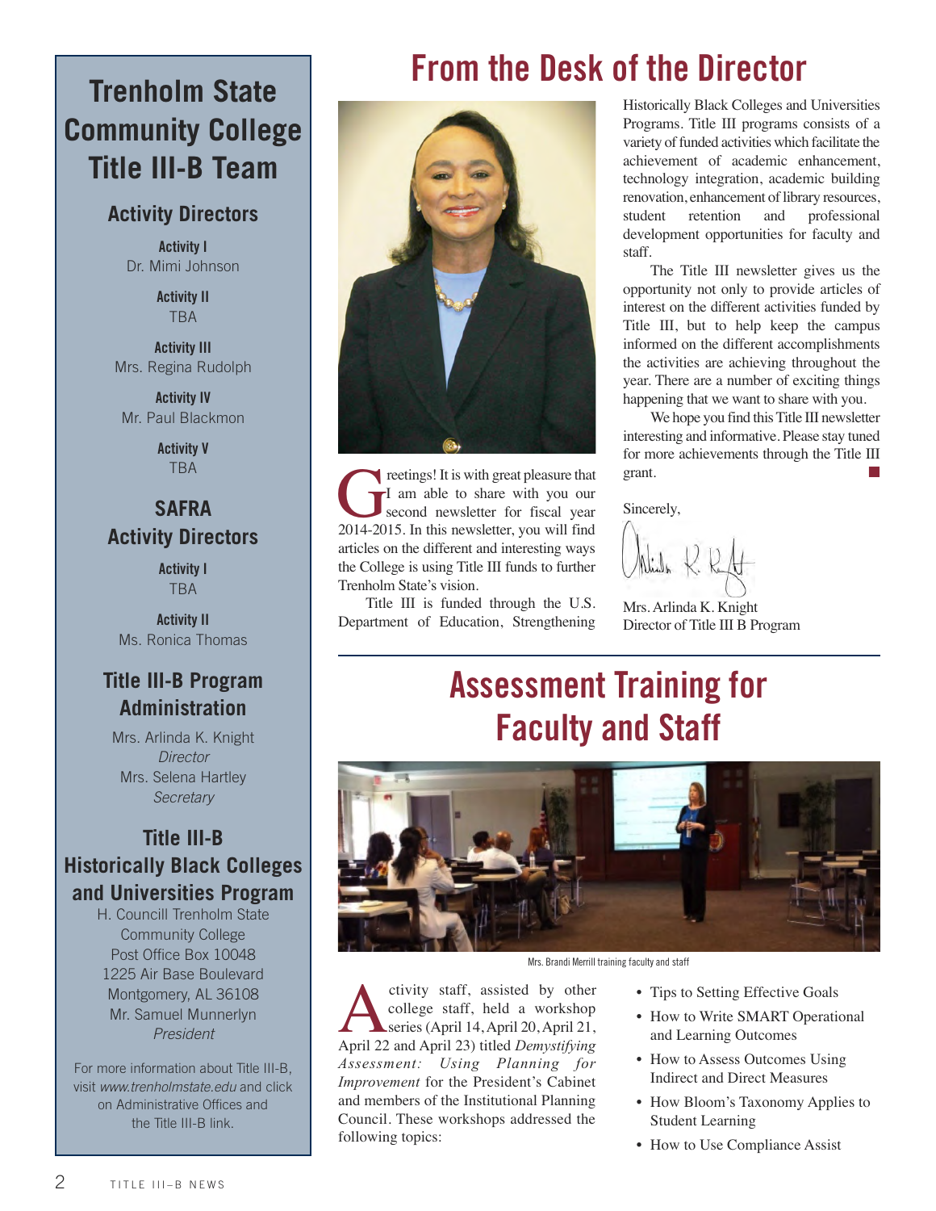## Trenholm State Community College Title III-B Team

### Activity Directors

**Activity I**
Dr. Mimi Johnson

**Activity II**
TBA

**Activity III**
Mrs. Regina Rudolph

**Activity IV**
Mr. Paul Blackmon

**Activity V**
TBA

### SAFRA Activity Directors

**Activity I**
TBA

**Activity II**
Ms. Ronica Thomas

### Title III-B Program Administration

Mrs. Arlinda K. Knight
*Director*
Mrs. Selena Hartley
*Secretary*

### Title III-B Historically Black Colleges and Universities Program

H. Councill Trenholm State Community College
Post Office Box 10048
1225 Air Base Boulevard
Montgomery, AL 36108
Mr. Samuel Munnerlyn
*President*

For more information about Title III-B, visit *www.trenholmstate.edu* and click on Administrative Offices and the Title III-B link.

# From the Desk of the Director

Greetings! It is with great pleasure that I am able to share with you our second newsletter for fiscal year 2014-2015. In this newsletter, you will find articles on the different and interesting ways the College is using Title III funds to further Trenholm State's vision.

Title III is funded through the U.S. Department of Education, Strengthening Historically Black Colleges and Universities Programs. Title III programs consists of a variety of funded activities which facilitate the achievement of academic enhancement, technology integration, academic building renovation, enhancement of library resources, student retention and professional development opportunities for faculty and staff.

The Title III newsletter gives us the opportunity not only to provide articles of interest on the different activities funded by Title III, but to help keep the campus informed on the different accomplishments the activities are achieving throughout the year. There are a number of exciting things happening that we want to share with you.

We hope you find this Title III newsletter interesting and informative. Please stay tuned for more achievements through the Title III grant.

Sincerely,

Mrs. Arlinda K. Knight
Director of Title III B Program

# Assessment Training for Faculty and Staff

Mrs. Brandi Merrill training faculty and staff

Activity staff, assisted by other college staff, held a workshop series (April 14, April 20, April 21, April 22 and April 23) titled *Demystifying Assessment: Using Planning for Improvement* for the President's Cabinet and members of the Institutional Planning Council. These workshops addressed the following topics:

- Tips to Setting Effective Goals
- How to Write SMART Operational and Learning Outcomes
- How to Assess Outcomes Using Indirect and Direct Measures
- How Bloom's Taxonomy Applies to Student Learning
- How to Use Compliance Assist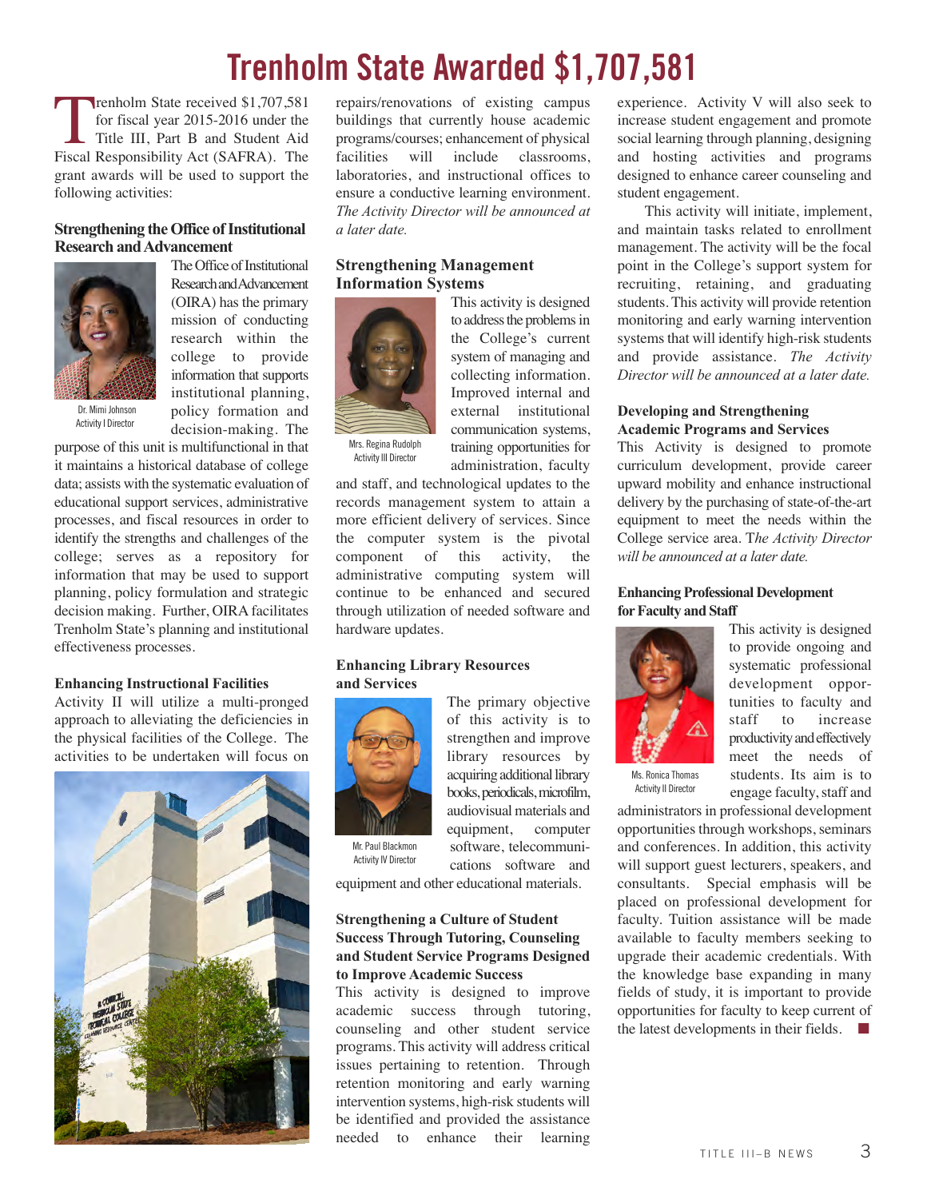# Trenholm State Awarded $1,707,581

Trenholm State received $1,707,581 for fiscal year 2015-2016 under the Title III, Part B and Student Aid Fiscal Responsibility Act (SAFRA). The grant awards will be used to support the following activities:

### Strengthening the Office of Institutional Research and Advancement

Dr. Mimi Johnson
Activity I Director

The Office of Institutional Research and Advancement (OIRA) has the primary mission of conducting research within the college to provide information that supports institutional planning, policy formation and decision-making. The purpose of this unit is multifunctional in that it maintains a historical database of college data; assists with the systematic evaluation of educational support services, administrative processes, and fiscal resources in order to identify the strengths and challenges of the college; serves as a repository for information that may be used to support planning, policy formulation and strategic decision making. Further, OIRA facilitates Trenholm State's planning and institutional effectiveness processes.

### Enhancing Instructional Facilities

Activity II will utilize a multi-pronged approach to alleviating the deficiencies in the physical facilities of the College. The activities to be undertaken will focus on repairs/renovations of existing campus buildings that currently house academic programs/courses; enhancement of physical facilities will include classrooms, laboratories, and instructional offices to ensure a conductive learning environment. *The Activity Director will be announced at a later date.*

### Strengthening Management Information Systems

Mrs. Regina Rudolph
Activity III Director

This activity is designed to address the problems in the College's current system of managing and collecting information. Improved internal and external institutional communication systems, training opportunities for administration, faculty and staff, and technological updates to the records management system to attain a more efficient delivery of services. Since the computer system is the pivotal component of this activity, the administrative computing system will continue to be enhanced and secured through utilization of needed software and hardware updates.

### Enhancing Library Resources and Services

Mr. Paul Blackmon
Activity IV Director

The primary objective of this activity is to strengthen and improve library resources by acquiring additional library books, periodicals, microfilm, audiovisual materials and equipment, computer software, telecommunications software and equipment and other educational materials.

### Strengthening a Culture of Student Success Through Tutoring, Counseling and Student Service Programs Designed to Improve Academic Success

This activity is designed to improve academic success through tutoring, counseling and other student service programs. This activity will address critical issues pertaining to retention. Through retention monitoring and early warning intervention systems, high-risk students will be identified and provided the assistance needed to enhance their learning experience. Activity V will also seek to increase student engagement and promote social learning through planning, designing and hosting activities and programs designed to enhance career counseling and student engagement.

This activity will initiate, implement, and maintain tasks related to enrollment management. The activity will be the focal point in the College's support system for recruiting, retaining, and graduating students. This activity will provide retention monitoring and early warning intervention systems that will identify high-risk students and provide assistance. *The Activity Director will be announced at a later date.*

### Developing and Strengthening Academic Programs and Services

This Activity is designed to promote curriculum development, provide career upward mobility and enhance instructional delivery by the purchasing of state-of-the-art equipment to meet the needs within the College service area. *The Activity Director will be announced at a later date.*

### Enhancing Professional Development for Faculty and Staff

Ms. Ronica Thomas
Activity II Director

This activity is designed to provide ongoing and systematic professional development opportunities to faculty and staff to increase productivity and effectively meet the needs of students. Its aim is to engage faculty, staff and administrators in professional development opportunities through workshops, seminars and conferences. In addition, this activity will support guest lecturers, speakers, and consultants. Special emphasis will be placed on professional development for faculty. Tuition assistance will be made available to faculty members seeking to upgrade their academic credentials. With the knowledge base expanding in many fields of study, it is important to provide opportunities for faculty to keep current of the latest developments in their fields. ■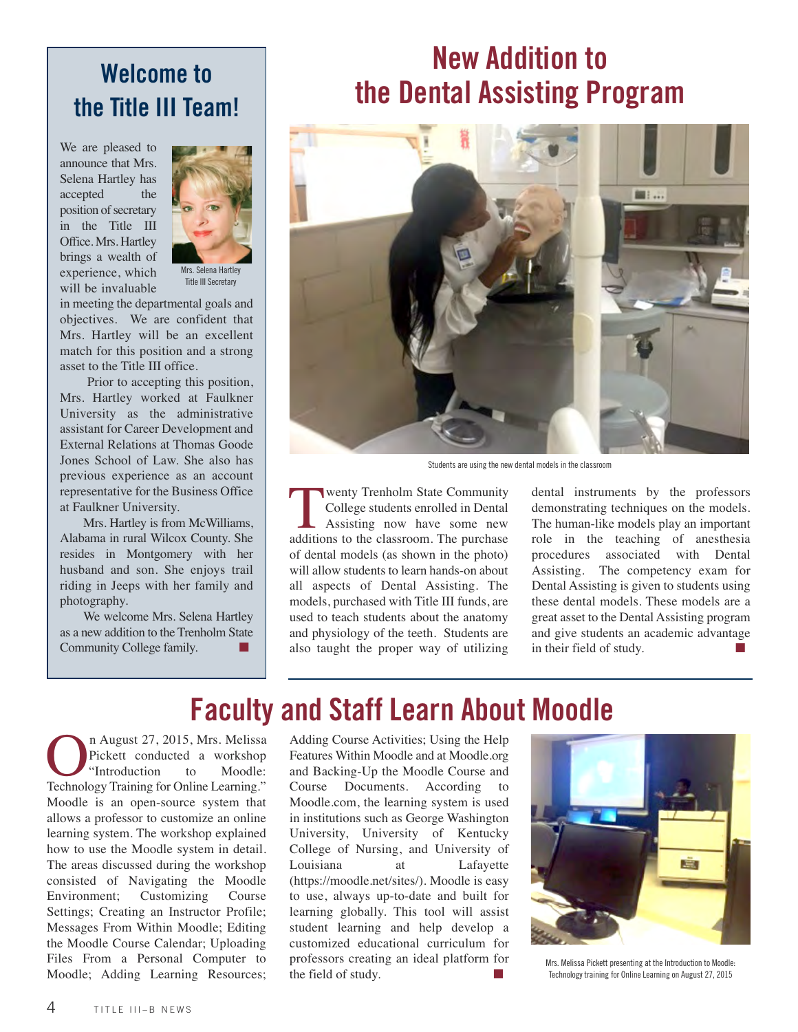## Welcome to the Title III Team!

We are pleased to announce that Mrs. Selena Hartley has accepted the position of secretary in the Title III Office. Mrs. Hartley brings a wealth of experience, which will be invaluable in meeting the departmental goals and objectives. We are confident that Mrs. Hartley will be an excellent match for this position and a strong asset to the Title III office.

Mrs. Selena Hartley
Title III Secretary

Prior to accepting this position, Mrs. Hartley worked at Faulkner University as the administrative assistant for Career Development and External Relations at Thomas Goode Jones School of Law. She also has previous experience as an account representative for the Business Office at Faulkner University.

Mrs. Hartley is from McWilliams, Alabama in rural Wilcox County. She resides in Montgomery with her husband and son. She enjoys trail riding in Jeeps with her family and photography.

We welcome Mrs. Selena Hartley as a new addition to the Trenholm State Community College family.

## New Addition to the Dental Assisting Program

Students are using the new dental models in the classroom

Twenty Trenholm State Community College students enrolled in Dental Assisting now have some new additions to the classroom. The purchase of dental models (as shown in the photo) will allow students to learn hands-on about all aspects of Dental Assisting. The models, purchased with Title III funds, are used to teach students about the anatomy and physiology of the teeth. Students are also taught the proper way of utilizing dental instruments by the professors demonstrating techniques on the models. The human-like models play an important role in the teaching of anesthesia procedures associated with Dental Assisting. The competency exam for Dental Assisting is given to students using these dental models. These models are a great asset to the Dental Assisting program and give students an academic advantage in their field of study.

## Faculty and Staff Learn About Moodle

On August 27, 2015, Mrs. Melissa Pickett conducted a workshop "Introduction to Moodle: Technology Training for Online Learning." Moodle is an open-source system that allows a professor to customize an online learning system. The workshop explained how to use the Moodle system in detail. The areas discussed during the workshop consisted of Navigating the Moodle Environment; Customizing Course Settings; Creating an Instructor Profile; Messages From Within Moodle; Editing the Moodle Course Calendar; Uploading Files From a Personal Computer to Moodle; Adding Learning Resources; Adding Course Activities; Using the Help Features Within Moodle and at Moodle.org and Backing-Up the Moodle Course and Course Documents. According to Moodle.com, the learning system is used in institutions such as George Washington University, University of Kentucky College of Nursing, and University of Louisiana at Lafayette (https://moodle.net/sites/). Moodle is easy to use, always up-to-date and built for learning globally. This tool will assist student learning and help develop a customized educational curriculum for professors creating an ideal platform for the field of study.

Mrs. Melissa Pickett presenting at the Introduction to Moodle: Technology training for Online Learning on August 27, 2015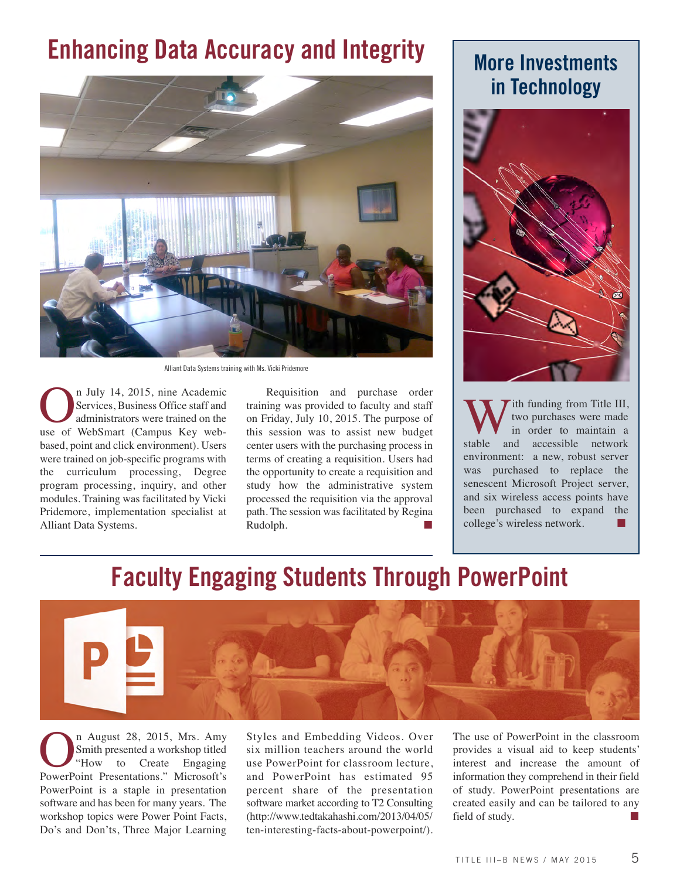# Enhancing Data Accuracy and Integrity

Alliant Data Systems training with Ms. Vicki Pridemore

On July 14, 2015, nine Academic Services, Business Office staff and administrators were trained on the use of WebSmart (Campus Key web-based, point and click environment). Users were trained on job-specific programs with the curriculum processing, Degree program processing, inquiry, and other modules. Training was facilitated by Vicki Pridemore, implementation specialist at Alliant Data Systems.

Requisition and purchase order training was provided to faculty and staff on Friday, July 10, 2015. The purpose of this session was to assist new budget center users with the purchasing process in terms of creating a requisition. Users had the opportunity to create a requisition and study how the administrative system processed the requisition via the approval path. The session was facilitated by Regina Rudolph. ■

## More Investments in Technology

With funding from Title III, two purchases were made in order to maintain a stable and accessible network environment: a new, robust server was purchased to replace the senescent Microsoft Project server, and six wireless access points have been purchased to expand the college's wireless network. ■

# Faculty Engaging Students Through PowerPoint

On August 28, 2015, Mrs. Amy Smith presented a workshop titled "How to Create Engaging PowerPoint Presentations." Microsoft's PowerPoint is a staple in presentation software and has been for many years. The workshop topics were Power Point Facts, Do's and Don'ts, Three Major Learning Styles and Embedding Videos. Over six million teachers around the world use PowerPoint for classroom lecture, and PowerPoint has estimated 95 percent share of the presentation software market according to T2 Consulting (http://www.tedtakahashi.com/2013/04/05/ten-interesting-facts-about-powerpoint/). The use of PowerPoint in the classroom provides a visual aid to keep students' interest and increase the amount of information they comprehend in their field of study. PowerPoint presentations are created easily and can be tailored to any field of study. ■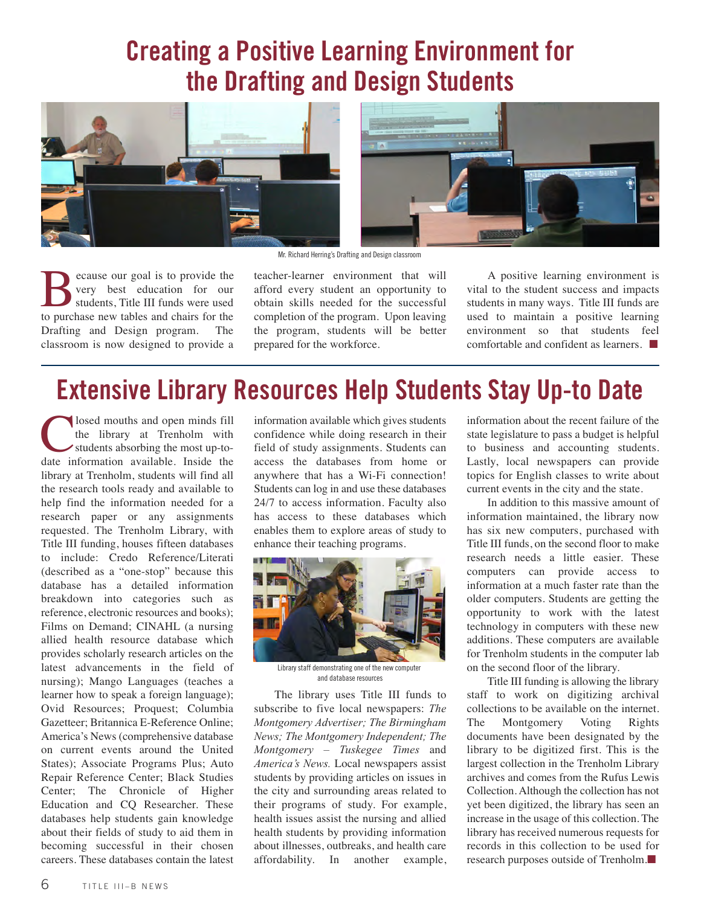# Creating a Positive Learning Environment for the Drafting and Design Students

Mr. Richard Herring's Drafting and Design classroom

Because our goal is to provide the very best education for our students, Title III funds were used to purchase new tables and chairs for the Drafting and Design program. The classroom is now designed to provide a teacher-learner environment that will afford every student an opportunity to obtain skills needed for the successful completion of the program. Upon leaving the program, students will be better prepared for the workforce.

A positive learning environment is vital to the student success and impacts students in many ways. Title III funds are used to maintain a positive learning environment so that students feel comfortable and confident as learners. ■

# Extensive Library Resources Help Students Stay Up-to Date

Closed mouths and open minds fill the library at Trenholm with students absorbing the most up-to-date information available. Inside the library at Trenholm, students will find all the research tools ready and available to help find the information needed for a research paper or any assignments requested. The Trenholm Library, with Title III funding, houses fifteen databases to include: Credo Reference/Literati (described as a "one-stop" because this database has a detailed information breakdown into categories such as reference, electronic resources and books); Films on Demand; CINAHL (a nursing allied health resource database which provides scholarly research articles on the latest advancements in the field of nursing); Mango Languages (teaches a learner how to speak a foreign language); Ovid Resources; Proquest; Columbia Gazetteer; Britannica E-Reference Online; America's News (comprehensive database on current events around the United States); Associate Programs Plus; Auto Repair Reference Center; Black Studies Center; The Chronicle of Higher Education and CQ Researcher. These databases help students gain knowledge about their fields of study to aid them in becoming successful in their chosen careers. These databases contain the latest information available which gives students confidence while doing research in their field of study assignments. Students can access the databases from home or anywhere that has a Wi-Fi connection! Students can log in and use these databases 24/7 to access information. Faculty also has access to these databases which enables them to explore areas of study to enhance their teaching programs.

Library staff demonstrating one of the new computer and database resources

The library uses Title III funds to subscribe to five local newspapers: *The Montgomery Advertiser; The Birmingham News; The Montgomery Independent; The Montgomery – Tuskegee Times* and *America's News.* Local newspapers assist students by providing articles on issues in the city and surrounding areas related to their programs of study. For example, health issues assist the nursing and allied health students by providing information about illnesses, outbreaks, and health care affordability. In another example, information about the recent failure of the state legislature to pass a budget is helpful to business and accounting students. Lastly, local newspapers can provide topics for English classes to write about current events in the city and the state.

In addition to this massive amount of information maintained, the library now has six new computers, purchased with Title III funds, on the second floor to make research needs a little easier. These computers can provide access to information at a much faster rate than the older computers. Students are getting the opportunity to work with the latest technology in computers with these new additions. These computers are available for Trenholm students in the computer lab on the second floor of the library.

Title III funding is allowing the library staff to work on digitizing archival collections to be available on the internet. The Montgomery Voting Rights documents have been designated by the library to be digitized first. This is the largest collection in the Trenholm Library archives and comes from the Rufus Lewis Collection. Although the collection has not yet been digitized, the library has seen an increase in the usage of this collection. The library has received numerous requests for records in this collection to be used for research purposes outside of Trenholm. ■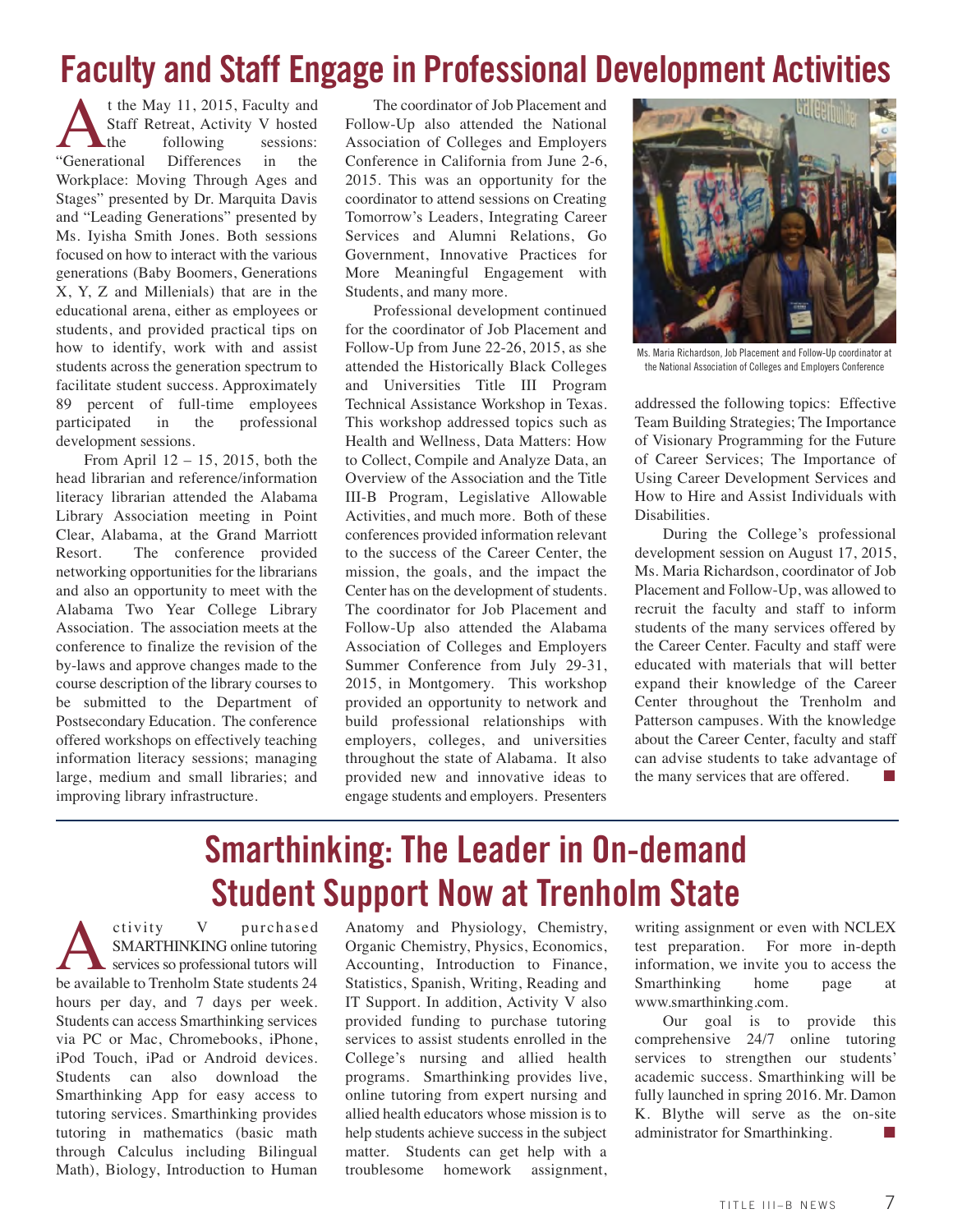# Faculty and Staff Engage in Professional Development Activities

At the May 11, 2015, Faculty and Staff Retreat, Activity V hosted the following sessions: "Generational Differences in the Workplace: Moving Through Ages and Stages" presented by Dr. Marquita Davis and "Leading Generations" presented by Ms. Iyisha Smith Jones. Both sessions focused on how to interact with the various generations (Baby Boomers, Generations X, Y, Z and Millenials) that are in the educational arena, either as employees or students, and provided practical tips on how to identify, work with and assist students across the generation spectrum to facilitate student success. Approximately 89 percent of full-time employees participated in the professional development sessions.

From April 12 – 15, 2015, both the head librarian and reference/information literacy librarian attended the Alabama Library Association meeting in Point Clear, Alabama, at the Grand Marriott Resort. The conference provided networking opportunities for the librarians and also an opportunity to meet with the Alabama Two Year College Library Association. The association meets at the conference to finalize the revision of the by-laws and approve changes made to the course description of the library courses to be submitted to the Department of Postsecondary Education. The conference offered workshops on effectively teaching information literacy sessions; managing large, medium and small libraries; and improving library infrastructure.

The coordinator of Job Placement and Follow-Up also attended the National Association of Colleges and Employers Conference in California from June 2-6, 2015. This was an opportunity for the coordinator to attend sessions on Creating Tomorrow's Leaders, Integrating Career Services and Alumni Relations, Go Government, Innovative Practices for More Meaningful Engagement with Students, and many more.

Professional development continued for the coordinator of Job Placement and Follow-Up from June 22-26, 2015, as she attended the Historically Black Colleges and Universities Title III Program Technical Assistance Workshop in Texas. This workshop addressed topics such as Health and Wellness, Data Matters: How to Collect, Compile and Analyze Data, an Overview of the Association and the Title III-B Program, Legislative Allowable Activities, and much more. Both of these conferences provided information relevant to the success of the Career Center, the mission, the goals, and the impact the Center has on the development of students. The coordinator for Job Placement and Follow-Up also attended the Alabama Association of Colleges and Employers Summer Conference from July 29-31, 2015, in Montgomery. This workshop provided an opportunity to network and build professional relationships with employers, colleges, and universities throughout the state of Alabama. It also provided new and innovative ideas to engage students and employers. Presenters addressed the following topics: Effective Team Building Strategies; The Importance of Visionary Programming for the Future of Career Services; The Importance of Using Career Development Services and How to Hire and Assist Individuals with Disabilities.

Ms. Maria Richardson, Job Placement and Follow-Up coordinator at the National Association of Colleges and Employers Conference

During the College's professional development session on August 17, 2015, Ms. Maria Richardson, coordinator of Job Placement and Follow-Up, was allowed to recruit the faculty and staff to inform students of the many services offered by the Career Center. Faculty and staff were educated with materials that will better expand their knowledge of the Career Center throughout the Trenholm and Patterson campuses. With the knowledge about the Career Center, faculty and staff can advise students to take advantage of the many services that are offered.

# Smarthinking: The Leader in On-demand Student Support Now at Trenholm State

Activity V purchased SMARTHINKING online tutoring services so professional tutors will be available to Trenholm State students 24 hours per day, and 7 days per week. Students can access Smarthinking services via PC or Mac, Chromebooks, iPhone, iPod Touch, iPad or Android devices. Students can also download the Smarthinking App for easy access to tutoring services. Smarthinking provides tutoring in mathematics (basic math through Calculus including Bilingual Math), Biology, Introduction to Human Anatomy and Physiology, Chemistry, Organic Chemistry, Physics, Economics, Accounting, Introduction to Finance, Statistics, Spanish, Writing, Reading and IT Support. In addition, Activity V also provided funding to purchase tutoring services to assist students enrolled in the College's nursing and allied health programs. Smarthinking provides live, online tutoring from expert nursing and allied health educators whose mission is to help students achieve success in the subject matter. Students can get help with a troublesome homework assignment, writing assignment or even with NCLEX test preparation. For more in-depth information, we invite you to access the Smarthinking home page at www.smarthinking.com.

Our goal is to provide this comprehensive 24/7 online tutoring services to strengthen our students' academic success. Smarthinking will be fully launched in spring 2016. Mr. Damon K. Blythe will serve as the on-site administrator for Smarthinking.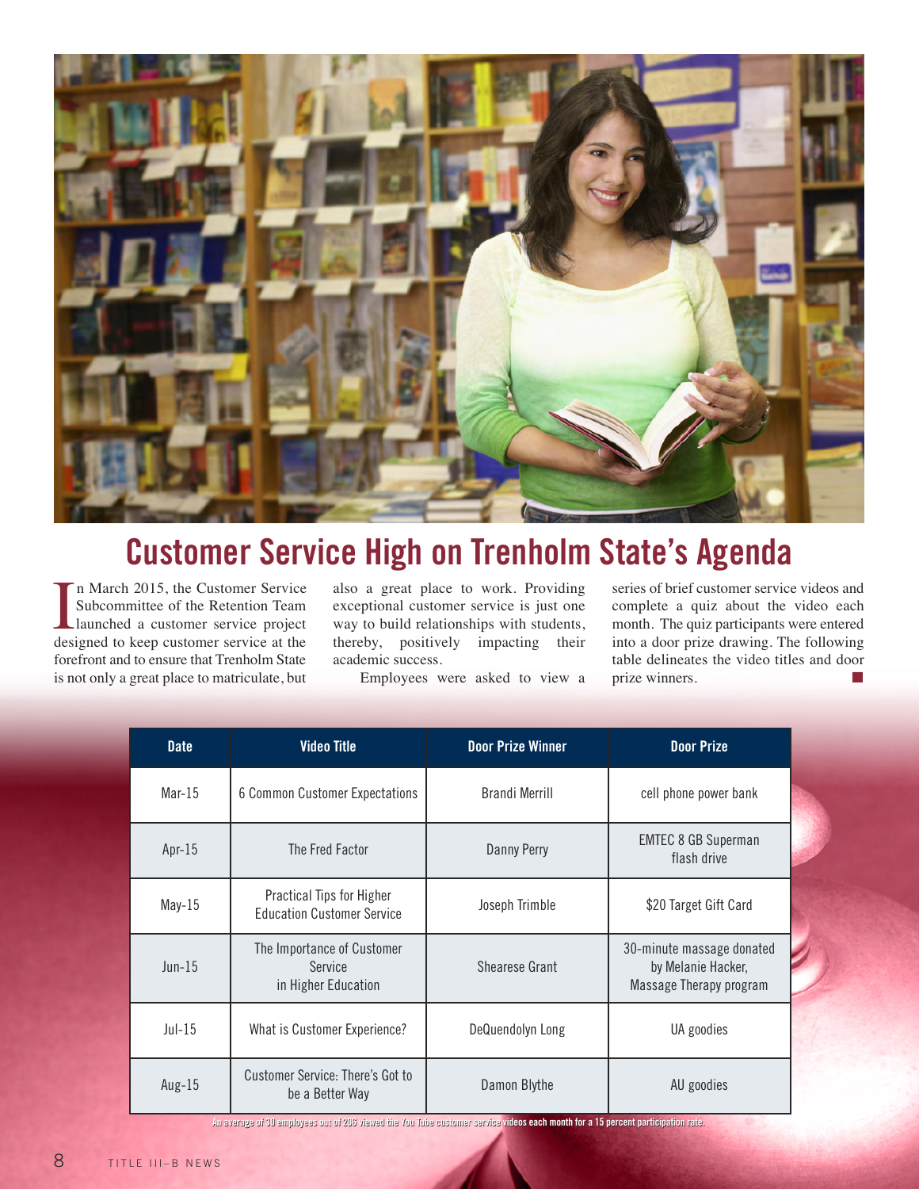# Customer Service High on Trenholm State's Agenda

In March 2015, the Customer Service Subcommittee of the Retention Team launched a customer service project designed to keep customer service at the forefront and to ensure that Trenholm State is not only a great place to matriculate, but also a great place to work. Providing exceptional customer service is just one way to build relationships with students, thereby, positively impacting their academic success.

Employees were asked to view a series of brief customer service videos and complete a quiz about the video each month. The quiz participants were entered into a door prize drawing. The following table delineates the video titles and door prize winners.

| Date | Video Title | Door Prize Winner | Door Prize |
|---|---|---|---|
| Mar-15 | 6 Common Customer Expectations | Brandi Merrill | cell phone power bank |
| Apr-15 | The Fred Factor | Danny Perry | EMTEC 8 GB Superman flash drive |
| May-15 | Practical Tips for Higher Education Customer Service | Joseph Trimble | $20 Target Gift Card |
| Jun-15 | The Importance of Customer Service in Higher Education | Shearese Grant | 30-minute massage donated by Melanie Hacker, Massage Therapy program |
| Jul-15 | What is Customer Experience? | DeQuendolyn Long | UA goodies |
| Aug-15 | Customer Service: There's Got to be a Better Way | Damon Blythe | AU goodies |

An average of 30 employees out of 206 viewed the You Tube customer service videos each month for a 15 percent participation rate.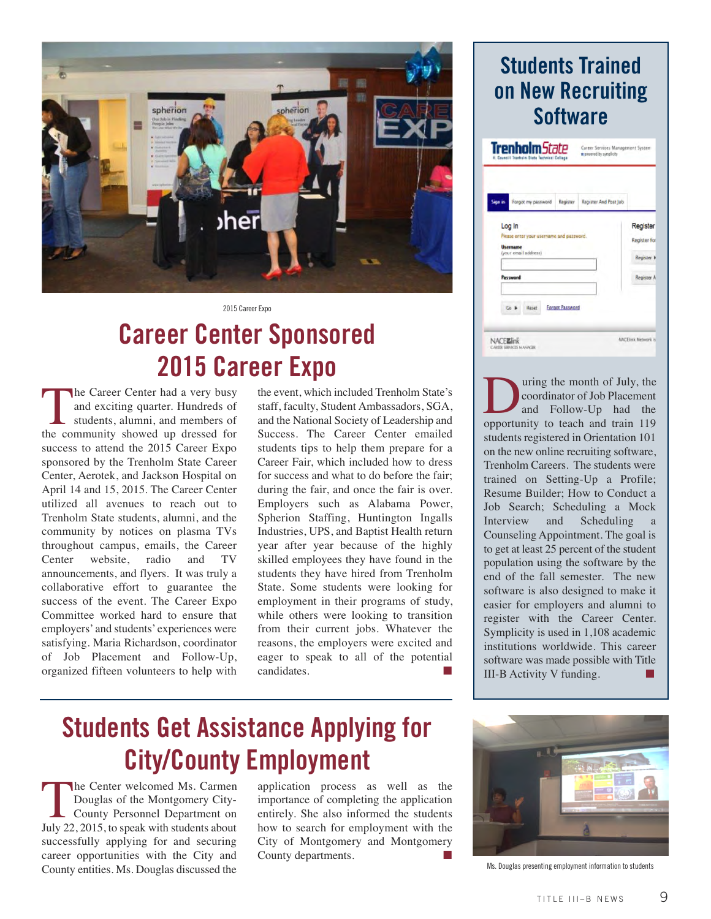2015 Career Expo

# Career Center Sponsored 2015 Career Expo

The Career Center had a very busy and exciting quarter. Hundreds of students, alumni, and members of the community showed up dressed for success to attend the 2015 Career Expo sponsored by the Trenholm State Career Center, Aerotek, and Jackson Hospital on April 14 and 15, 2015. The Career Center utilized all avenues to reach out to Trenholm State students, alumni, and the community by notices on plasma TVs throughout campus, emails, the Career Center website, radio and TV announcements, and flyers. It was truly a collaborative effort to guarantee the success of the event. The Career Expo Committee worked hard to ensure that employers' and students' experiences were satisfying. Maria Richardson, coordinator of Job Placement and Follow-Up, organized fifteen volunteers to help with the event, which included Trenholm State's staff, faculty, Student Ambassadors, SGA, and the National Society of Leadership and Success. The Career Center emailed students tips to help them prepare for a Career Fair, which included how to dress for success and what to do before the fair; during the fair, and once the fair is over. Employers such as Alabama Power, Spherion Staffing, Huntington Ingalls Industries, UPS, and Baptist Health return year after year because of the highly skilled employees they have found in the students they have hired from Trenholm State. Some students were looking for employment in their programs of study, while others were looking to transition from their current jobs. Whatever the reasons, the employers were excited and eager to speak to all of the potential candidates.

# Students Trained on New Recruiting Software

During the month of July, the coordinator of Job Placement and Follow-Up had the opportunity to teach and train 119 students registered in Orientation 101 on the new online recruiting software, Trenholm Careers. The students were trained on Setting-Up a Profile; Resume Builder; How to Conduct a Job Search; Scheduling a Mock Interview and Scheduling a Counseling Appointment. The goal is to get at least 25 percent of the student population using the software by the end of the fall semester. The new software is also designed to make it easier for employers and alumni to register with the Career Center. Symplicity is used in 1,108 academic institutions worldwide. This career software was made possible with Title III-B Activity V funding.

# Students Get Assistance Applying for City/County Employment

The Center welcomed Ms. Carmen Douglas of the Montgomery City-County Personnel Department on July 22, 2015, to speak with students about successfully applying for and securing career opportunities with the City and County entities. Ms. Douglas discussed the application process as well as the importance of completing the application entirely. She also informed the students how to search for employment with the City of Montgomery and Montgomery County departments.

Ms. Douglas presenting employment information to students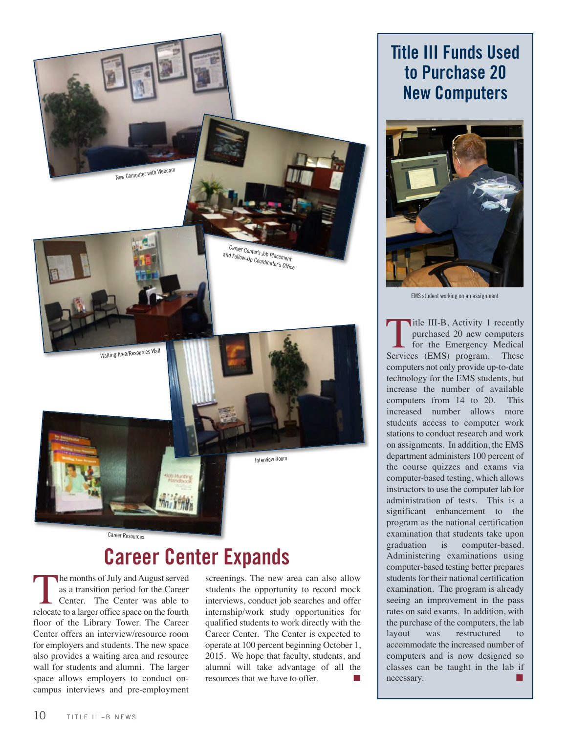New Computer with Webcam

Career Center's Job Placement and Follow-Up Coordinator's Office

Waiting Area/Resources Wall

Interview Room

Career Resources

## Career Center Expands

The months of July and August served as a transition period for the Career Center. The Center was able to relocate to a larger office space on the fourth floor of the Library Tower. The Career Center offers an interview/resource room for employers and students. The new space also provides a waiting area and resource wall for students and alumni. The larger space allows employers to conduct on-campus interviews and pre-employment screenings. The new area can also allow students the opportunity to record mock interviews, conduct job searches and offer internship/work study opportunities for qualified students to work directly with the Career Center. The Center is expected to operate at 100 percent beginning October 1, 2015. We hope that faculty, students, and alumni will take advantage of all the resources that we have to offer. ■

## Title III Funds Used to Purchase 20 New Computers

EMS student working on an assignment

Title III-B, Activity 1 recently purchased 20 new computers for the Emergency Medical Services (EMS) program. These computers not only provide up-to-date technology for the EMS students, but increase the number of available computers from 14 to 20. This increased number allows more students access to computer work stations to conduct research and work on assignments. In addition, the EMS department administers 100 percent of the course quizzes and exams via computer-based testing, which allows instructors to use the computer lab for administration of tests. This is a significant enhancement to the program as the national certification examination that students take upon graduation is computer-based. Administering examinations using computer-based testing better prepares students for their national certification examination. The program is already seeing an improvement in the pass rates on said exams. In addition, with the purchase of the computers, the lab layout was restructured to accommodate the increased number of computers and is now designed so classes can be taught in the lab if necessary. ■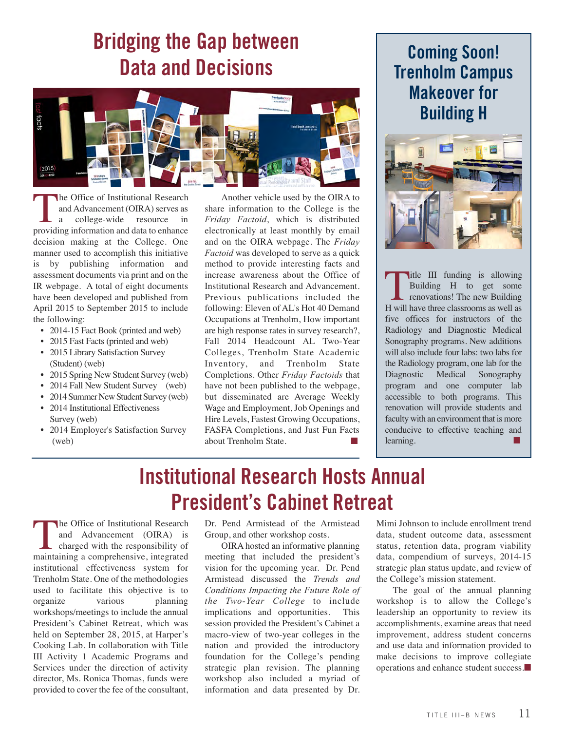# Bridging the Gap between Data and Decisions

The Office of Institutional Research and Advancement (OIRA) serves as a college-wide resource in providing information and data to enhance decision making at the College. One manner used to accomplish this initiative is by publishing information and assessment documents via print and on the IR webpage. A total of eight documents have been developed and published from April 2015 to September 2015 to include the following:

- 2014-15 Fact Book (printed and web)
- 2015 Fast Facts (printed and web)
- 2015 Library Satisfaction Survey (Student) (web)
- 2015 Spring New Student Survey (web)
- 2014 Fall New Student Survey (web)
- 2014 Summer New Student Survey (web)
- 2014 Institutional Effectiveness Survey (web)
- 2014 Employer's Satisfaction Survey (web)

Another vehicle used by the OIRA to share information to the College is the *Friday Factoid*, which is distributed electronically at least monthly by email and on the OIRA webpage. The *Friday Factoid* was developed to serve as a quick method to provide interesting facts and increase awareness about the Office of Institutional Research and Advancement. Previous publications included the following: Eleven of AL's Hot 40 Demand Occupations at Trenholm, How important are high response rates in survey research?, Fall 2014 Headcount AL Two-Year Colleges, Trenholm State Academic Inventory, and Trenholm State Completions. Other *Friday Factoids* that have not been published to the webpage, but disseminated are Average Weekly Wage and Employment, Job Openings and Hire Levels, Fastest Growing Occupations, FASFA Completions, and Just Fun Facts about Trenholm State.

# Coming Soon! Trenholm Campus Makeover for Building H

Title III funding is allowing Building H to get some renovations! The new Building H will have three classrooms as well as five offices for instructors of the Radiology and Diagnostic Medical Sonography programs. New additions will also include four labs: two labs for the Radiology program, one lab for the Diagnostic Medical Sonography program and one computer lab accessible to both programs. This renovation will provide students and faculty with an environment that is more conducive to effective teaching and learning.

# Institutional Research Hosts Annual President's Cabinet Retreat

The Office of Institutional Research and Advancement (OIRA) is charged with the responsibility of maintaining a comprehensive, integrated institutional effectiveness system for Trenholm State. One of the methodologies used to facilitate this objective is to organize various planning workshops/meetings to include the annual President's Cabinet Retreat, which was held on September 28, 2015, at Harper's Cooking Lab. In collaboration with Title III Activity 1 Academic Programs and Services under the direction of activity director, Ms. Ronica Thomas, funds were provided to cover the fee of the consultant, Dr. Pend Armistead of the Armistead Group, and other workshop costs.

OIRA hosted an informative planning meeting that included the president's vision for the upcoming year. Dr. Pend Armistead discussed the *Trends and Conditions Impacting the Future Role of the Two-Year College* to include implications and opportunities. This session provided the President's Cabinet a macro-view of two-year colleges in the nation and provided the introductory foundation for the College's pending strategic plan revision. The planning workshop also included a myriad of information and data presented by Dr. Mimi Johnson to include enrollment trend data, student outcome data, assessment status, retention data, program viability data, compendium of surveys, 2014-15 strategic plan status update, and review of the College's mission statement.

The goal of the annual planning workshop is to allow the College's leadership an opportunity to review its accomplishments, examine areas that need improvement, address student concerns and use data and information provided to make decisions to improve collegiate operations and enhance student success.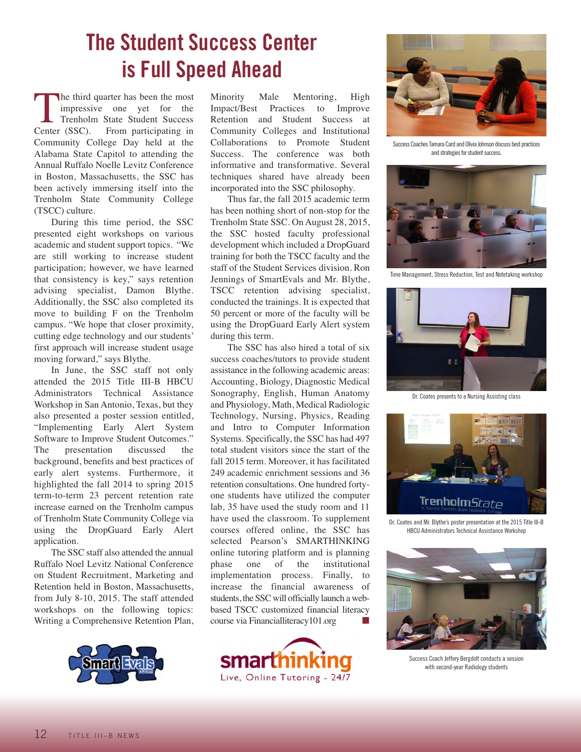# The Student Success Center is Full Speed Ahead

The third quarter has been the most impressive one yet for the Trenholm State Student Success Center (SSC). From participating in Community College Day held at the Alabama State Capitol to attending the Annual Ruffalo Noelle Levitz Conference in Boston, Massachusetts, the SSC has been actively immersing itself into the Trenholm State Community College (TSCC) culture.

During this time period, the SSC presented eight workshops on various academic and student support topics. "We are still working to increase student participation; however, we have learned that consistency is key," says retention advising specialist, Damon Blythe. Additionally, the SSC also completed its move to building F on the Trenholm campus. "We hope that closer proximity, cutting edge technology and our students' first approach will increase student usage moving forward," says Blythe.

In June, the SSC staff not only attended the 2015 Title III-B HBCU Administrators Technical Assistance Workshop in San Antonio, Texas, but they also presented a poster session entitled, "Implementing Early Alert System Software to Improve Student Outcomes." The presentation discussed the background, benefits and best practices of early alert systems. Furthermore, it highlighted the fall 2014 to spring 2015 term-to-term 23 percent retention rate increase earned on the Trenholm campus of Trenholm State Community College via using the DropGuard Early Alert application.

The SSC staff also attended the annual Ruffalo Noel Levitz National Conference on Student Recruitment, Marketing and Retention held in Boston, Massachusetts, from July 8-10, 2015. The staff attended workshops on the following topics: Writing a Comprehensive Retention Plan, Minority Male Mentoring, High Impact/Best Practices to Improve Retention and Student Success at Community Colleges and Institutional Collaborations to Promote Student Success. The conference was both informative and transformative. Several techniques shared have already been incorporated into the SSC philosophy.

Thus far, the fall 2015 academic term has been nothing short of non-stop for the Trenholm State SSC. On August 28, 2015, the SSC hosted faculty professional development which included a DropGuard training for both the TSCC faculty and the staff of the Student Services division. Ron Jennings of SmartEvals and Mr. Blythe, TSCC retention advising specialist, conducted the trainings. It is expected that 50 percent or more of the faculty will be using the DropGuard Early Alert system during this term.

The SSC has also hired a total of six success coaches/tutors to provide student assistance in the following academic areas: Accounting, Biology, Diagnostic Medical Sonography, English, Human Anatomy and Physiology, Math, Medical Radiologic Technology, Nursing, Physics, Reading and Intro to Computer Information Systems. Specifically, the SSC has had 497 total student visitors since the start of the fall 2015 term. Moreover, it has facilitated 249 academic enrichment sessions and 36 retention consultations. One hundred forty-one students have utilized the computer lab, 35 have used the study room and 11 have used the classroom. To supplement courses offered online, the SSC has selected Pearson's SMARTHINKING online tutoring platform and is planning phase one of the institutional implementation process. Finally, to increase the financial awareness of students, the SSC will officially launch a web-based TSCC customized financial literacy course via Financialliteracy101.org

SmartEvals.com

smarthinking
Live, Online Tutoring - 24/7

Success Coaches Tamara Card and Olivia Johnson discuss best practices and strategies for student success.

Time Management, Stress Reduction, Test and Notetaking workshop

Dr. Coates presents to a Nursing Assisting class

Dr. Coates and Mr. Blythe's poster presentation at the 2015 Title III-B HBCU Administrators Technical Assistance Workshop

Success Coach Jeffery Bergdolt conducts a session with second-year Radiology students